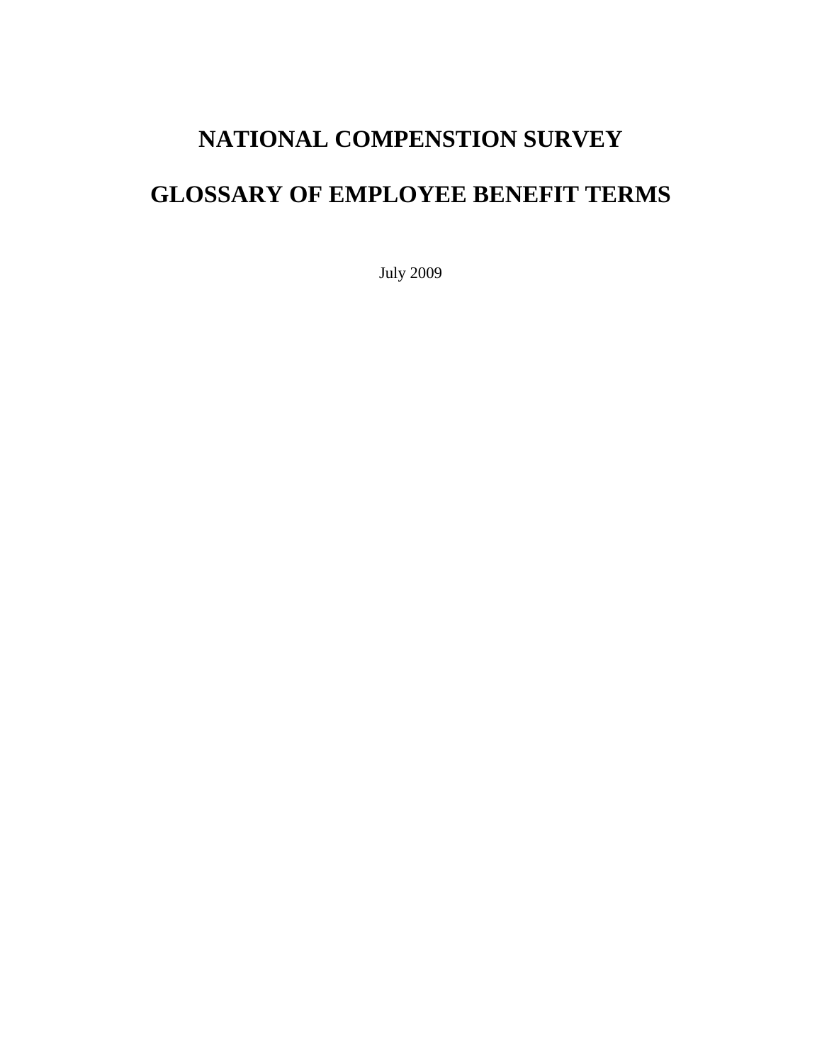# NATIONAL COMPENSTION SURVEY

# GLOSSARY OF EMPLOYEE BENEFIT TERMS

July 2009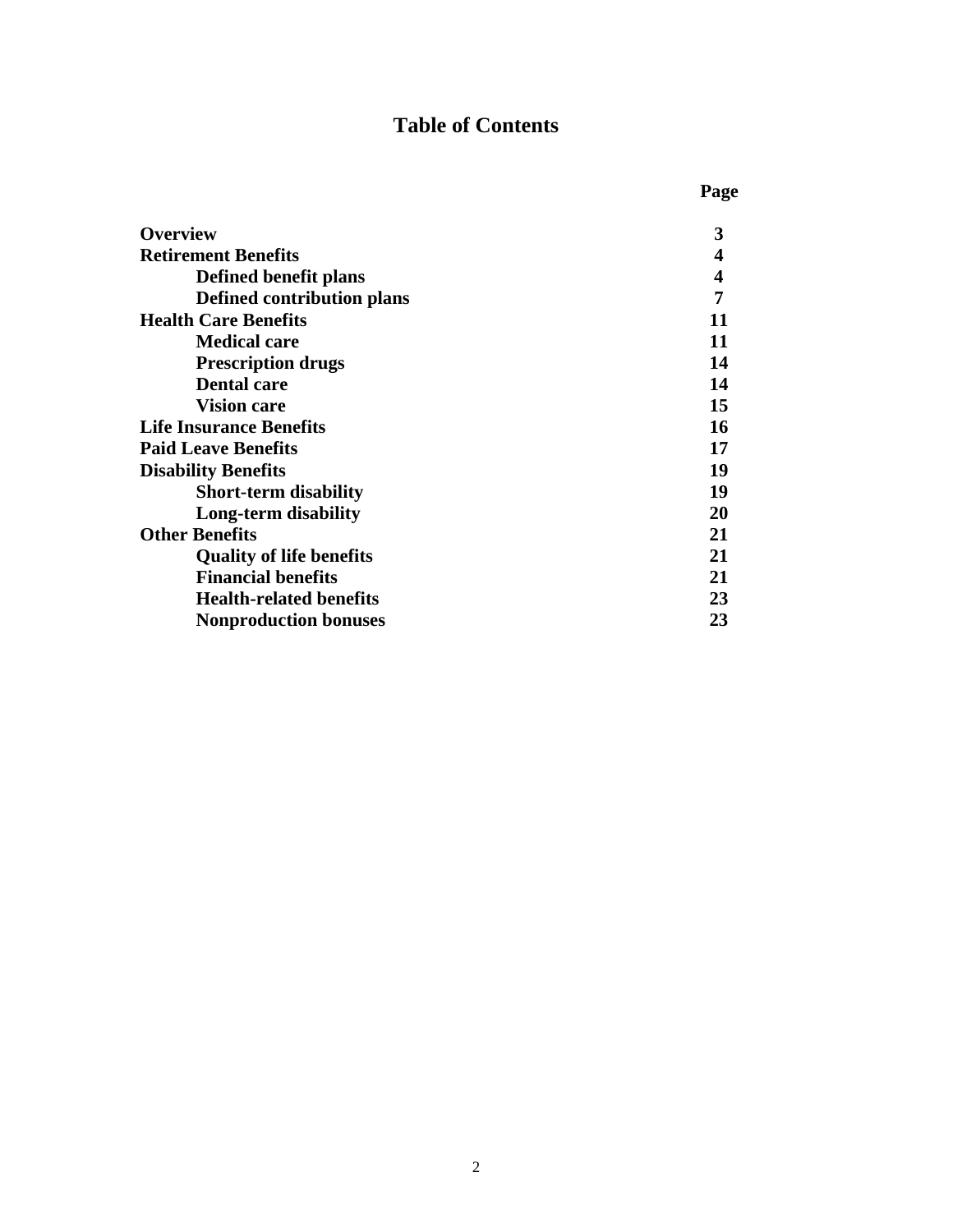# Table of Contents

| | Page |
|---|---|
| **Overview** | **3** |
| **Retirement Benefits** | **4** |
| **Defined benefit plans** | **4** |
| **Defined contribution plans** | **7** |
| **Health Care Benefits** | **11** |
| **Medical care** | **11** |
| **Prescription drugs** | **14** |
| **Dental care** | **14** |
| **Vision care** | **15** |
| **Life Insurance Benefits** | **16** |
| **Paid Leave Benefits** | **17** |
| **Disability Benefits** | **19** |
| **Short-term disability** | **19** |
| **Long-term disability** | **20** |
| **Other Benefits** | **21** |
| **Quality of life benefits** | **21** |
| **Financial benefits** | **21** |
| **Health-related benefits** | **23** |
| **Nonproduction bonuses** | **23** |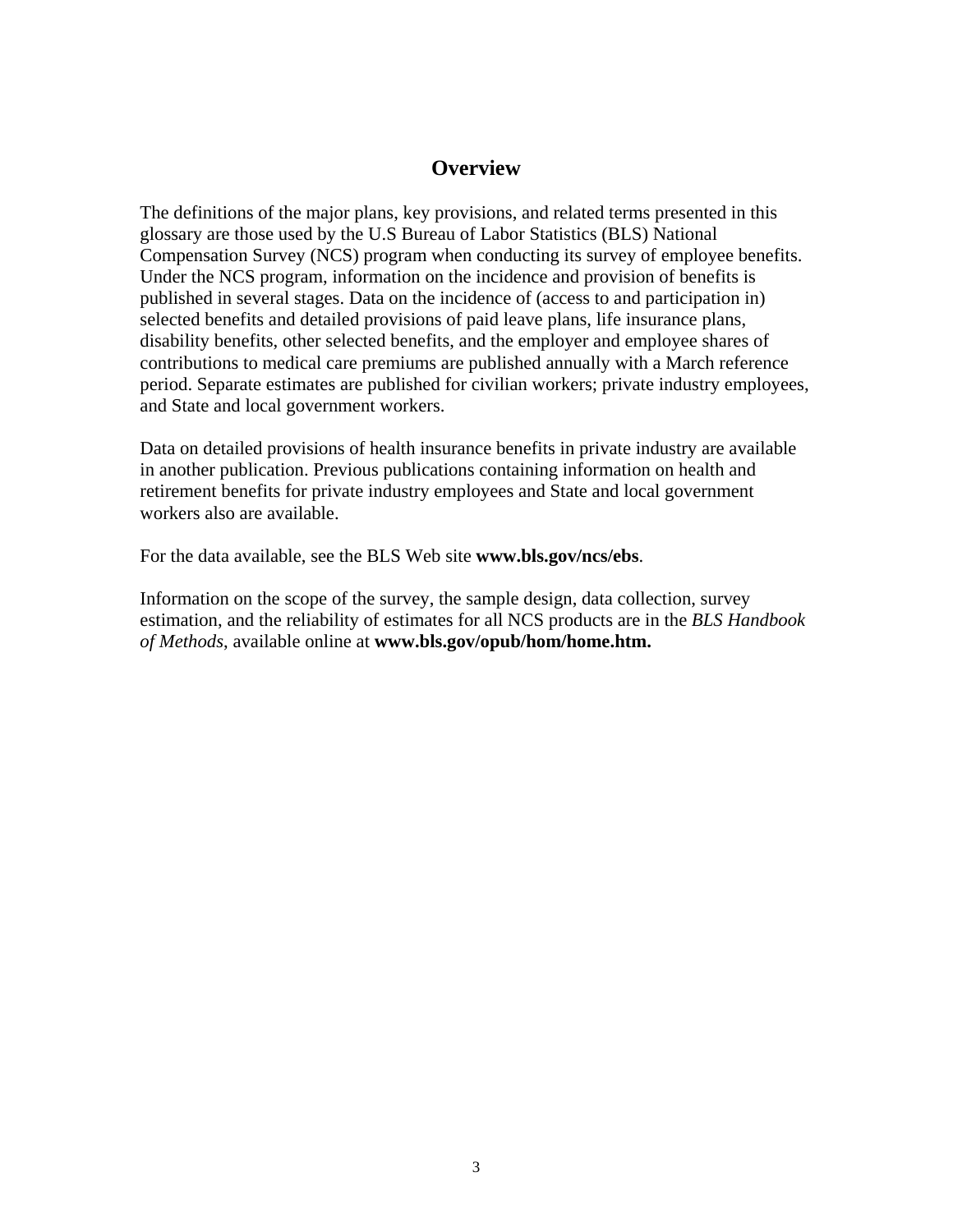# Overview

The definitions of the major plans, key provisions, and related terms presented in this glossary are those used by the U.S Bureau of Labor Statistics (BLS) National Compensation Survey (NCS) program when conducting its survey of employee benefits. Under the NCS program, information on the incidence and provision of benefits is published in several stages. Data on the incidence of (access to and participation in) selected benefits and detailed provisions of paid leave plans, life insurance plans, disability benefits, other selected benefits, and the employer and employee shares of contributions to medical care premiums are published annually with a March reference period. Separate estimates are published for civilian workers; private industry employees, and State and local government workers.

Data on detailed provisions of health insurance benefits in private industry are available in another publication. Previous publications containing information on health and retirement benefits for private industry employees and State and local government workers also are available.

For the data available, see the BLS Web site **www.bls.gov/ncs/ebs**.

Information on the scope of the survey, the sample design, data collection, survey estimation, and the reliability of estimates for all NCS products are in the *BLS Handbook of Methods*, available online at **www.bls.gov/opub/hom/home.htm.**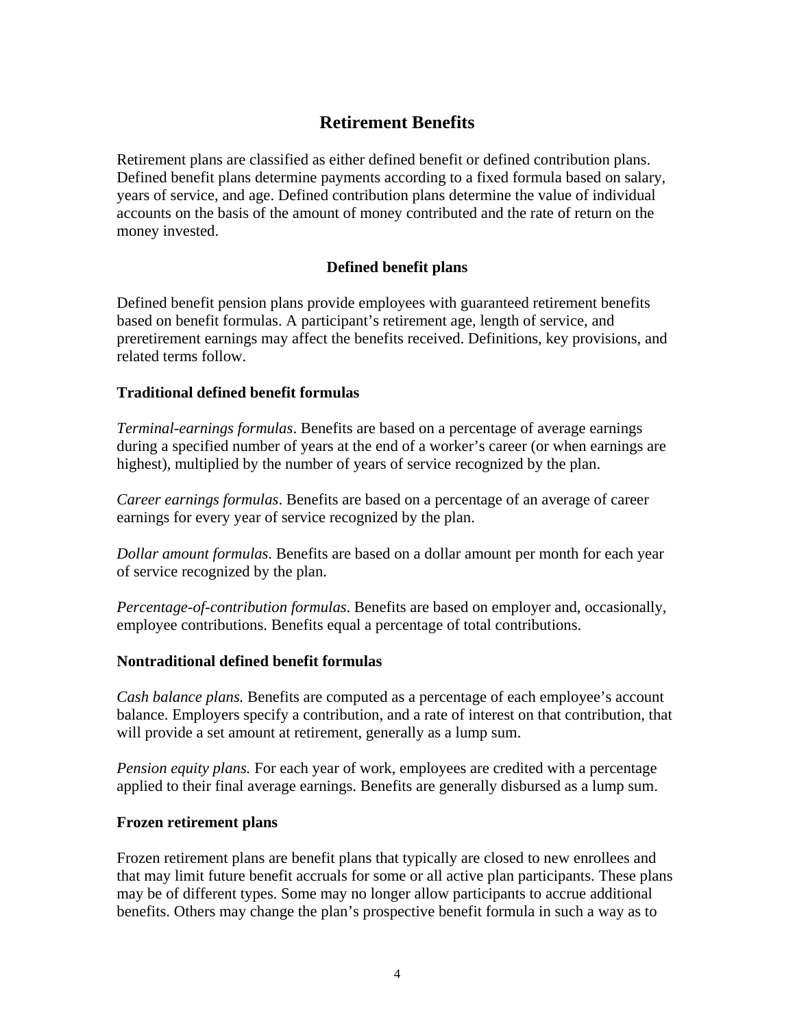# Retirement Benefits

Retirement plans are classified as either defined benefit or defined contribution plans. Defined benefit plans determine payments according to a fixed formula based on salary, years of service, and age. Defined contribution plans determine the value of individual accounts on the basis of the amount of money contributed and the rate of return on the money invested.

## Defined benefit plans

Defined benefit pension plans provide employees with guaranteed retirement benefits based on benefit formulas. A participant's retirement age, length of service, and preretirement earnings may affect the benefits received. Definitions, key provisions, and related terms follow.

### Traditional defined benefit formulas

*Terminal-earnings formulas*. Benefits are based on a percentage of average earnings during a specified number of years at the end of a worker's career (or when earnings are highest), multiplied by the number of years of service recognized by the plan.

*Career earnings formulas*. Benefits are based on a percentage of an average of career earnings for every year of service recognized by the plan.

*Dollar amount formulas*. Benefits are based on a dollar amount per month for each year of service recognized by the plan.

*Percentage-of-contribution formulas*. Benefits are based on employer and, occasionally, employee contributions. Benefits equal a percentage of total contributions.

### Nontraditional defined benefit formulas

*Cash balance plans.* Benefits are computed as a percentage of each employee's account balance. Employers specify a contribution, and a rate of interest on that contribution, that will provide a set amount at retirement, generally as a lump sum.

*Pension equity plans.* For each year of work, employees are credited with a percentage applied to their final average earnings. Benefits are generally disbursed as a lump sum.

### Frozen retirement plans

Frozen retirement plans are benefit plans that typically are closed to new enrollees and that may limit future benefit accruals for some or all active plan participants. These plans may be of different types. Some may no longer allow participants to accrue additional benefits. Others may change the plan's prospective benefit formula in such a way as to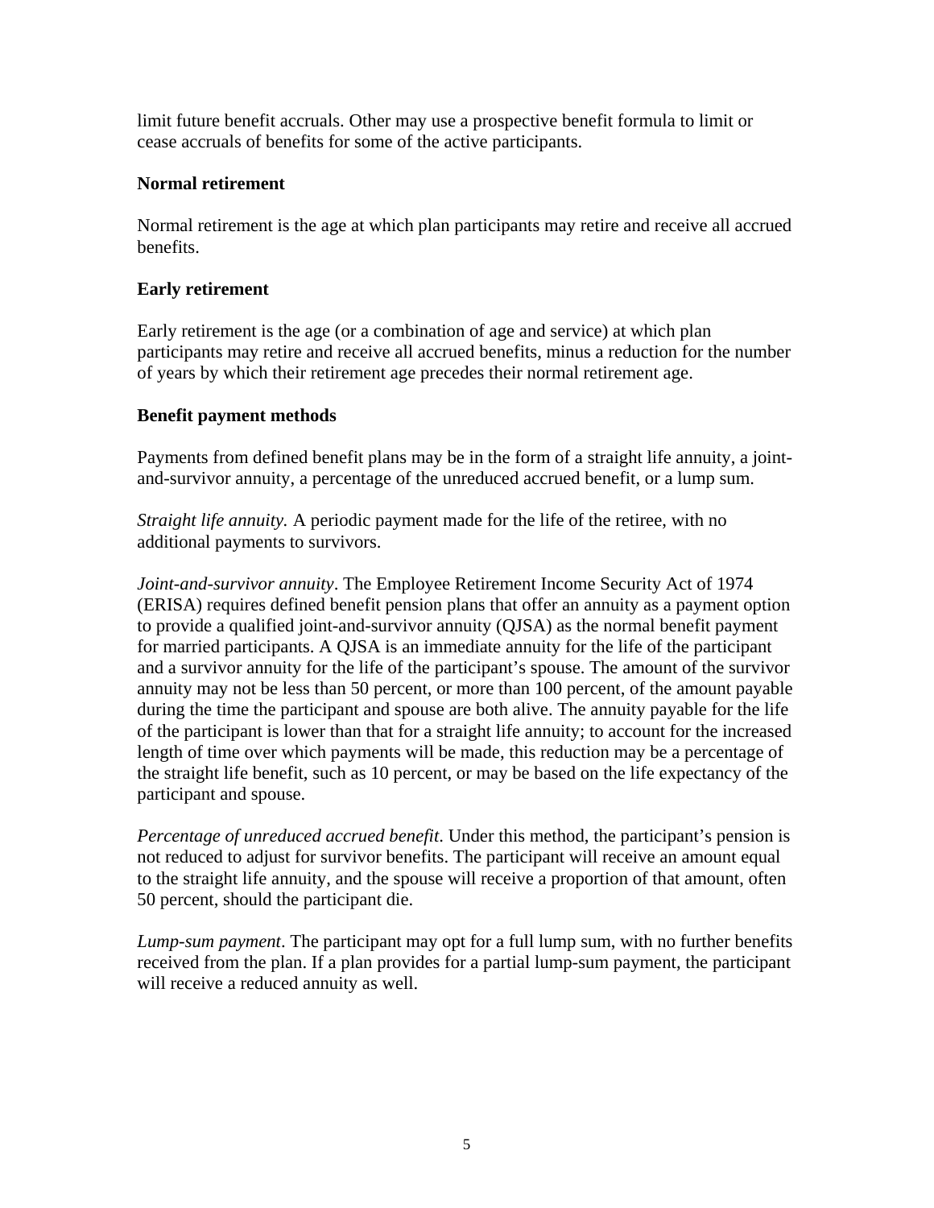limit future benefit accruals. Other may use a prospective benefit formula to limit or cease accruals of benefits for some of the active participants.

### Normal retirement

Normal retirement is the age at which plan participants may retire and receive all accrued benefits.

### Early retirement

Early retirement is the age (or a combination of age and service) at which plan participants may retire and receive all accrued benefits, minus a reduction for the number of years by which their retirement age precedes their normal retirement age.

### Benefit payment methods

Payments from defined benefit plans may be in the form of a straight life annuity, a joint-and-survivor annuity, a percentage of the unreduced accrued benefit, or a lump sum.

*Straight life annuity.* A periodic payment made for the life of the retiree, with no additional payments to survivors.

*Joint-and-survivor annuity*. The Employee Retirement Income Security Act of 1974 (ERISA) requires defined benefit pension plans that offer an annuity as a payment option to provide a qualified joint-and-survivor annuity (QJSA) as the normal benefit payment for married participants. A QJSA is an immediate annuity for the life of the participant and a survivor annuity for the life of the participant's spouse. The amount of the survivor annuity may not be less than 50 percent, or more than 100 percent, of the amount payable during the time the participant and spouse are both alive. The annuity payable for the life of the participant is lower than that for a straight life annuity; to account for the increased length of time over which payments will be made, this reduction may be a percentage of the straight life benefit, such as 10 percent, or may be based on the life expectancy of the participant and spouse.

*Percentage of unreduced accrued benefit*. Under this method, the participant's pension is not reduced to adjust for survivor benefits. The participant will receive an amount equal to the straight life annuity, and the spouse will receive a proportion of that amount, often 50 percent, should the participant die.

*Lump-sum payment*. The participant may opt for a full lump sum, with no further benefits received from the plan. If a plan provides for a partial lump-sum payment, the participant will receive a reduced annuity as well.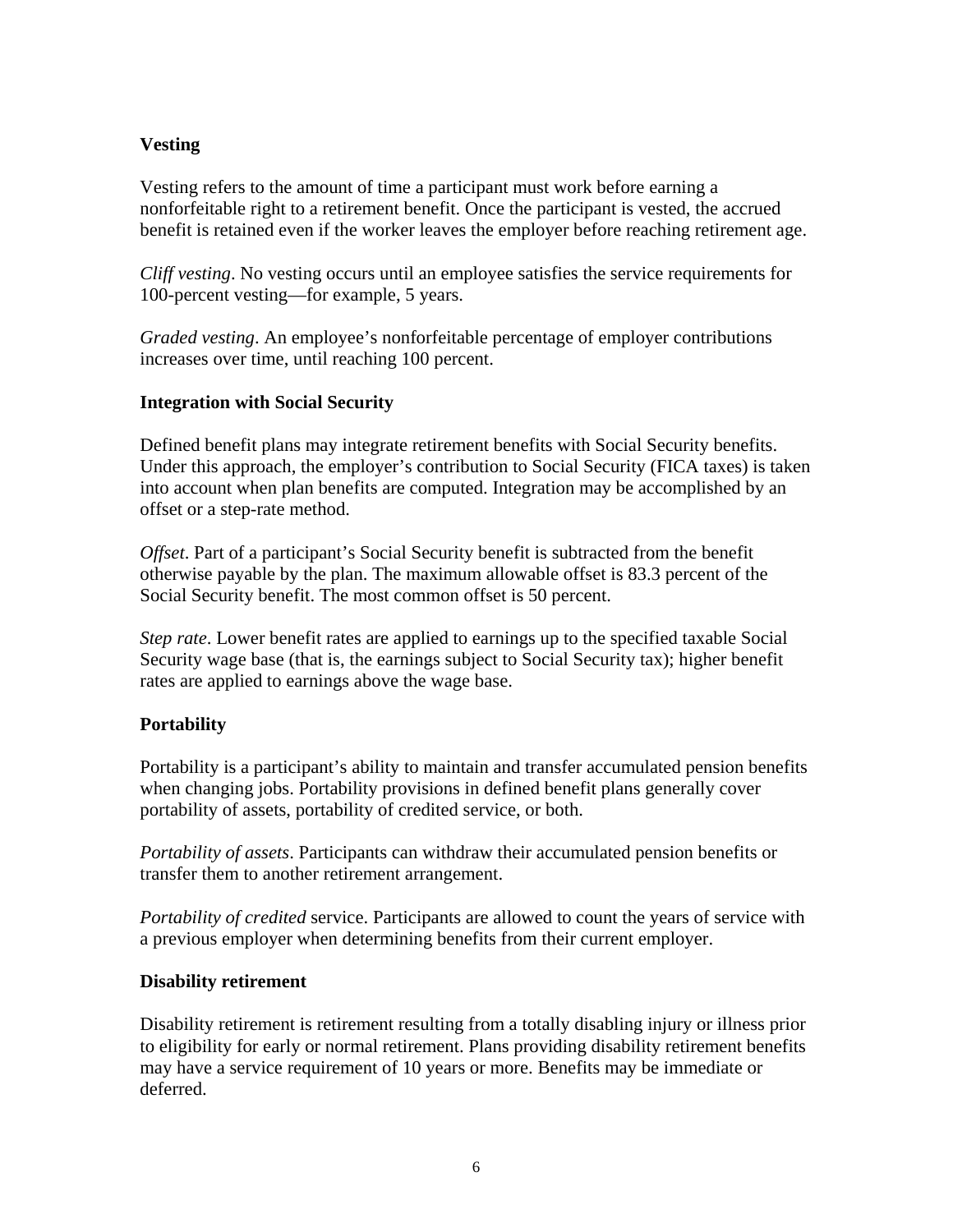### Vesting

Vesting refers to the amount of time a participant must work before earning a nonforfeitable right to a retirement benefit. Once the participant is vested, the accrued benefit is retained even if the worker leaves the employer before reaching retirement age.

*Cliff vesting*. No vesting occurs until an employee satisfies the service requirements for 100-percent vesting—for example, 5 years.

*Graded vesting*. An employee's nonforfeitable percentage of employer contributions increases over time, until reaching 100 percent.

### Integration with Social Security

Defined benefit plans may integrate retirement benefits with Social Security benefits. Under this approach, the employer's contribution to Social Security (FICA taxes) is taken into account when plan benefits are computed. Integration may be accomplished by an offset or a step-rate method.

*Offset*. Part of a participant's Social Security benefit is subtracted from the benefit otherwise payable by the plan. The maximum allowable offset is 83.3 percent of the Social Security benefit. The most common offset is 50 percent.

*Step rate*. Lower benefit rates are applied to earnings up to the specified taxable Social Security wage base (that is, the earnings subject to Social Security tax); higher benefit rates are applied to earnings above the wage base.

### Portability

Portability is a participant's ability to maintain and transfer accumulated pension benefits when changing jobs. Portability provisions in defined benefit plans generally cover portability of assets, portability of credited service, or both.

*Portability of assets*. Participants can withdraw their accumulated pension benefits or transfer them to another retirement arrangement.

*Portability of credited* service. Participants are allowed to count the years of service with a previous employer when determining benefits from their current employer.

### Disability retirement

Disability retirement is retirement resulting from a totally disabling injury or illness prior to eligibility for early or normal retirement. Plans providing disability retirement benefits may have a service requirement of 10 years or more. Benefits may be immediate or deferred.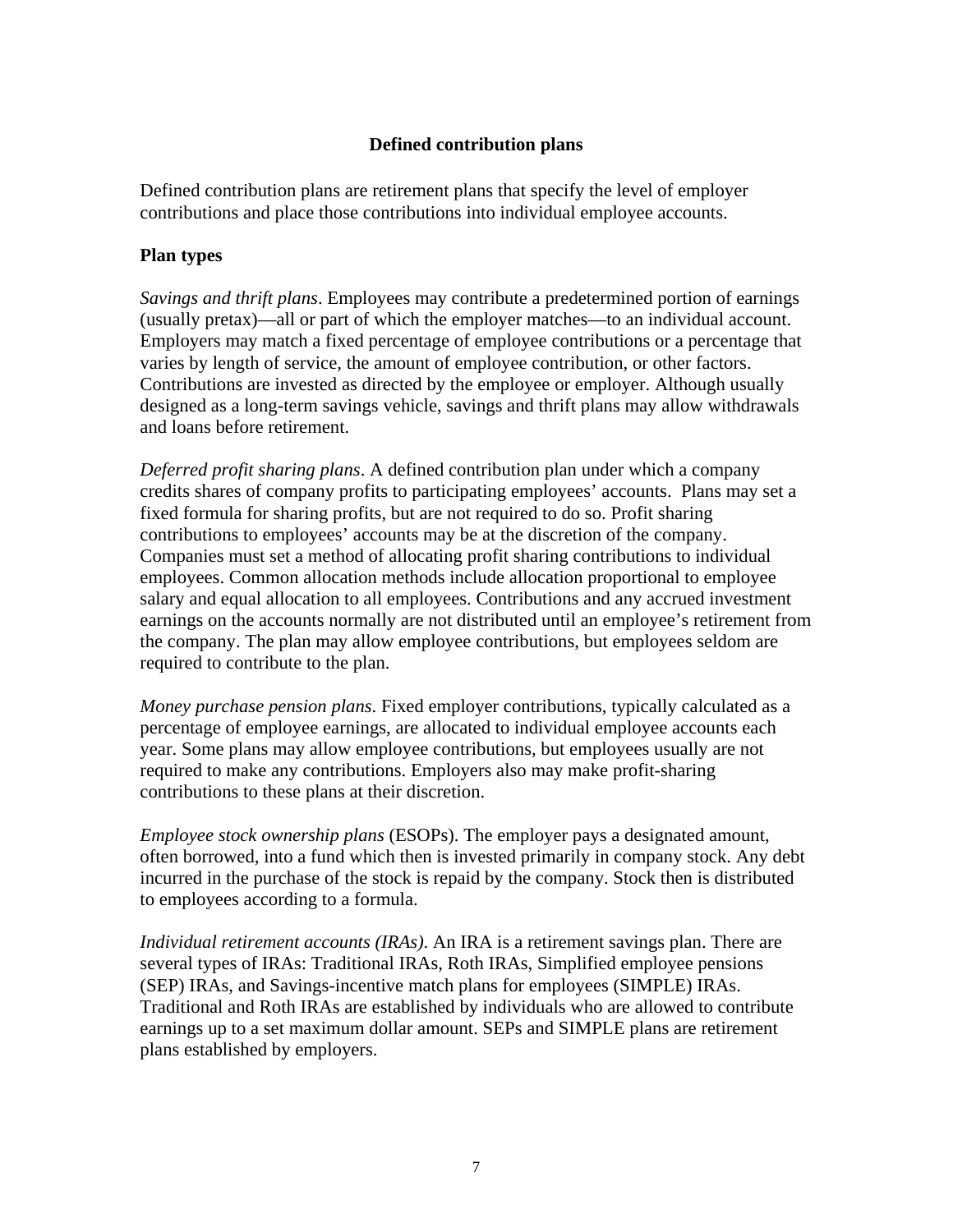## Defined contribution plans

Defined contribution plans are retirement plans that specify the level of employer contributions and place those contributions into individual employee accounts.

### Plan types

*Savings and thrift plans*. Employees may contribute a predetermined portion of earnings (usually pretax)—all or part of which the employer matches—to an individual account. Employers may match a fixed percentage of employee contributions or a percentage that varies by length of service, the amount of employee contribution, or other factors. Contributions are invested as directed by the employee or employer. Although usually designed as a long-term savings vehicle, savings and thrift plans may allow withdrawals and loans before retirement.

*Deferred profit sharing plans*. A defined contribution plan under which a company credits shares of company profits to participating employees' accounts. Plans may set a fixed formula for sharing profits, but are not required to do so. Profit sharing contributions to employees' accounts may be at the discretion of the company. Companies must set a method of allocating profit sharing contributions to individual employees. Common allocation methods include allocation proportional to employee salary and equal allocation to all employees. Contributions and any accrued investment earnings on the accounts normally are not distributed until an employee's retirement from the company. The plan may allow employee contributions, but employees seldom are required to contribute to the plan.

*Money purchase pension plans*. Fixed employer contributions, typically calculated as a percentage of employee earnings, are allocated to individual employee accounts each year. Some plans may allow employee contributions, but employees usually are not required to make any contributions. Employers also may make profit-sharing contributions to these plans at their discretion.

*Employee stock ownership plans* (ESOPs). The employer pays a designated amount, often borrowed, into a fund which then is invested primarily in company stock. Any debt incurred in the purchase of the stock is repaid by the company. Stock then is distributed to employees according to a formula.

*Individual retirement accounts (IRAs)*. An IRA is a retirement savings plan. There are several types of IRAs: Traditional IRAs, Roth IRAs, Simplified employee pensions (SEP) IRAs, and Savings-incentive match plans for employees (SIMPLE) IRAs. Traditional and Roth IRAs are established by individuals who are allowed to contribute earnings up to a set maximum dollar amount. SEPs and SIMPLE plans are retirement plans established by employers.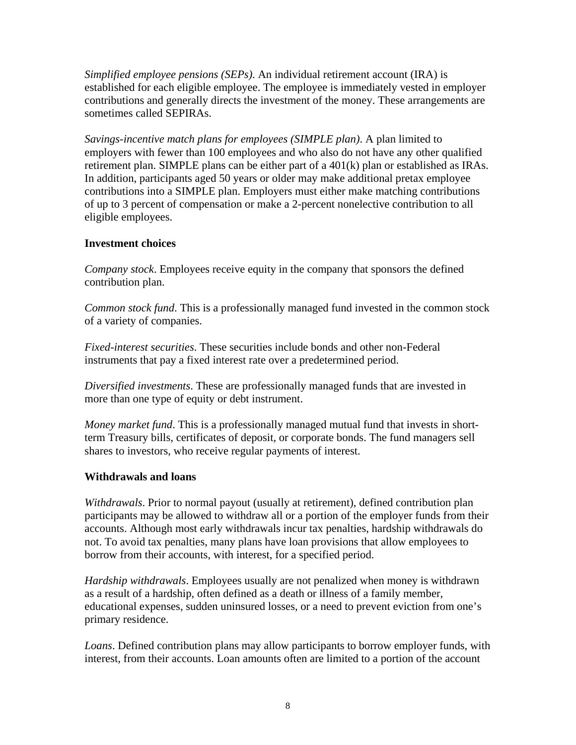*Simplified employee pensions (SEPs)*. An individual retirement account (IRA) is established for each eligible employee. The employee is immediately vested in employer contributions and generally directs the investment of the money. These arrangements are sometimes called SEPIRAs.

*Savings-incentive match plans for employees (SIMPLE plan)*. A plan limited to employers with fewer than 100 employees and who also do not have any other qualified retirement plan. SIMPLE plans can be either part of a 401(k) plan or established as IRAs. In addition, participants aged 50 years or older may make additional pretax employee contributions into a SIMPLE plan. Employers must either make matching contributions of up to 3 percent of compensation or make a 2-percent nonelective contribution to all eligible employees.

**Investment choices**

*Company stock*. Employees receive equity in the company that sponsors the defined contribution plan.

*Common stock fund*. This is a professionally managed fund invested in the common stock of a variety of companies.

*Fixed-interest securities*. These securities include bonds and other non-Federal instruments that pay a fixed interest rate over a predetermined period.

*Diversified investments*. These are professionally managed funds that are invested in more than one type of equity or debt instrument.

*Money market fund*. This is a professionally managed mutual fund that invests in short-term Treasury bills, certificates of deposit, or corporate bonds. The fund managers sell shares to investors, who receive regular payments of interest.

**Withdrawals and loans**

*Withdrawals*. Prior to normal payout (usually at retirement), defined contribution plan participants may be allowed to withdraw all or a portion of the employer funds from their accounts. Although most early withdrawals incur tax penalties, hardship withdrawals do not. To avoid tax penalties, many plans have loan provisions that allow employees to borrow from their accounts, with interest, for a specified period.

*Hardship withdrawals*. Employees usually are not penalized when money is withdrawn as a result of a hardship, often defined as a death or illness of a family member, educational expenses, sudden uninsured losses, or a need to prevent eviction from one's primary residence.

*Loans*. Defined contribution plans may allow participants to borrow employer funds, with interest, from their accounts. Loan amounts often are limited to a portion of the account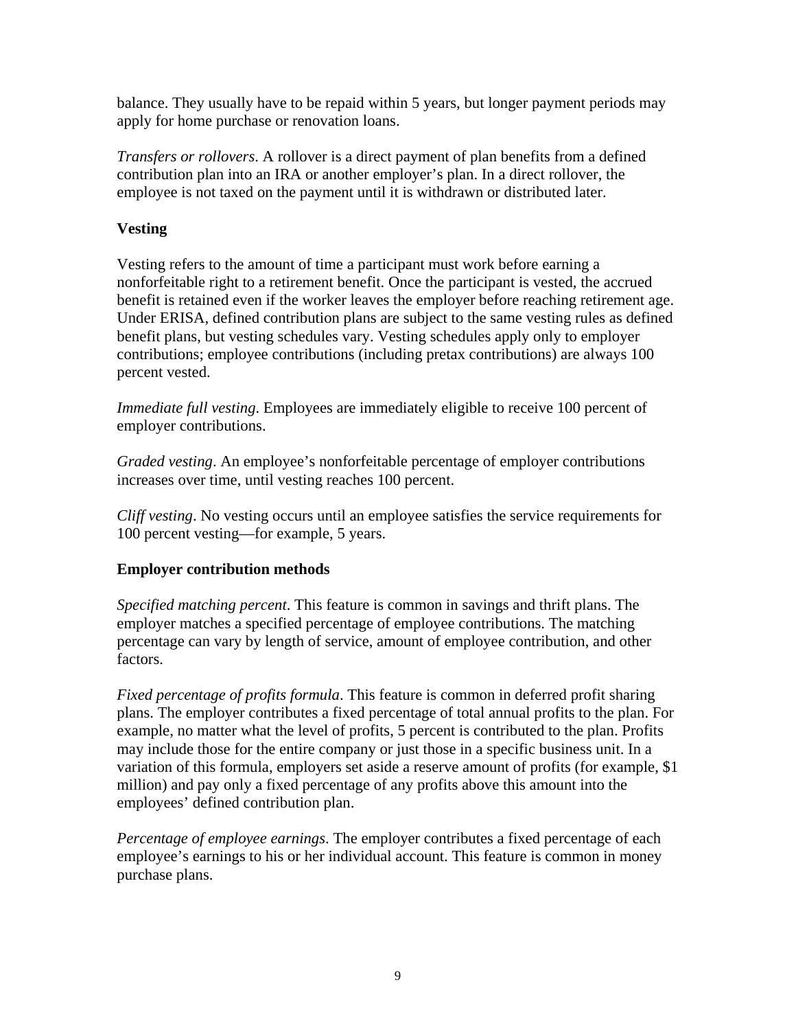balance. They usually have to be repaid within 5 years, but longer payment periods may apply for home purchase or renovation loans.

*Transfers or rollovers*. A rollover is a direct payment of plan benefits from a defined contribution plan into an IRA or another employer's plan. In a direct rollover, the employee is not taxed on the payment until it is withdrawn or distributed later.

**Vesting**

Vesting refers to the amount of time a participant must work before earning a nonforfeitable right to a retirement benefit. Once the participant is vested, the accrued benefit is retained even if the worker leaves the employer before reaching retirement age. Under ERISA, defined contribution plans are subject to the same vesting rules as defined benefit plans, but vesting schedules vary. Vesting schedules apply only to employer contributions; employee contributions (including pretax contributions) are always 100 percent vested.

*Immediate full vesting*. Employees are immediately eligible to receive 100 percent of employer contributions.

*Graded vesting*. An employee's nonforfeitable percentage of employer contributions increases over time, until vesting reaches 100 percent.

*Cliff vesting*. No vesting occurs until an employee satisfies the service requirements for 100 percent vesting—for example, 5 years.

**Employer contribution methods**

*Specified matching percent*. This feature is common in savings and thrift plans. The employer matches a specified percentage of employee contributions. The matching percentage can vary by length of service, amount of employee contribution, and other factors.

*Fixed percentage of profits formula*. This feature is common in deferred profit sharing plans. The employer contributes a fixed percentage of total annual profits to the plan. For example, no matter what the level of profits, 5 percent is contributed to the plan. Profits may include those for the entire company or just those in a specific business unit. In a variation of this formula, employers set aside a reserve amount of profits (for example, $1 million) and pay only a fixed percentage of any profits above this amount into the employees' defined contribution plan.

*Percentage of employee earnings*. The employer contributes a fixed percentage of each employee's earnings to his or her individual account. This feature is common in money purchase plans.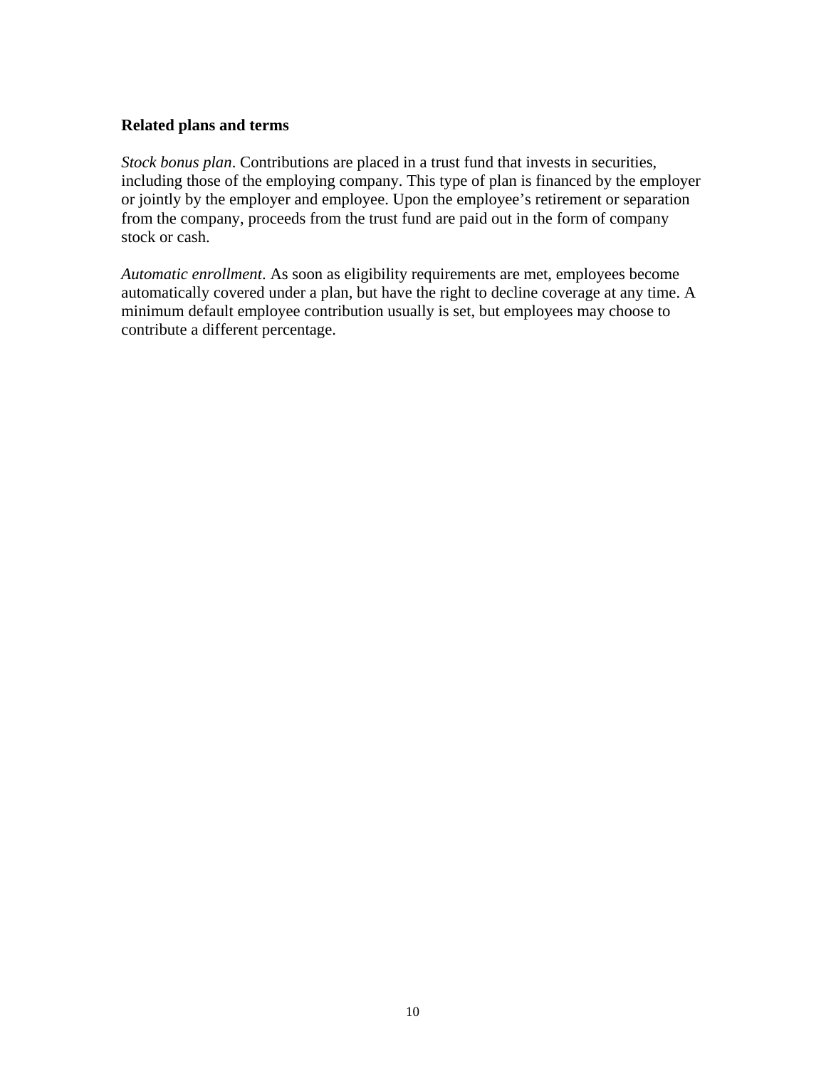**Related plans and terms**

*Stock bonus plan*. Contributions are placed in a trust fund that invests in securities, including those of the employing company. This type of plan is financed by the employer or jointly by the employer and employee. Upon the employee's retirement or separation from the company, proceeds from the trust fund are paid out in the form of company stock or cash.

*Automatic enrollment*. As soon as eligibility requirements are met, employees become automatically covered under a plan, but have the right to decline coverage at any time. A minimum default employee contribution usually is set, but employees may choose to contribute a different percentage.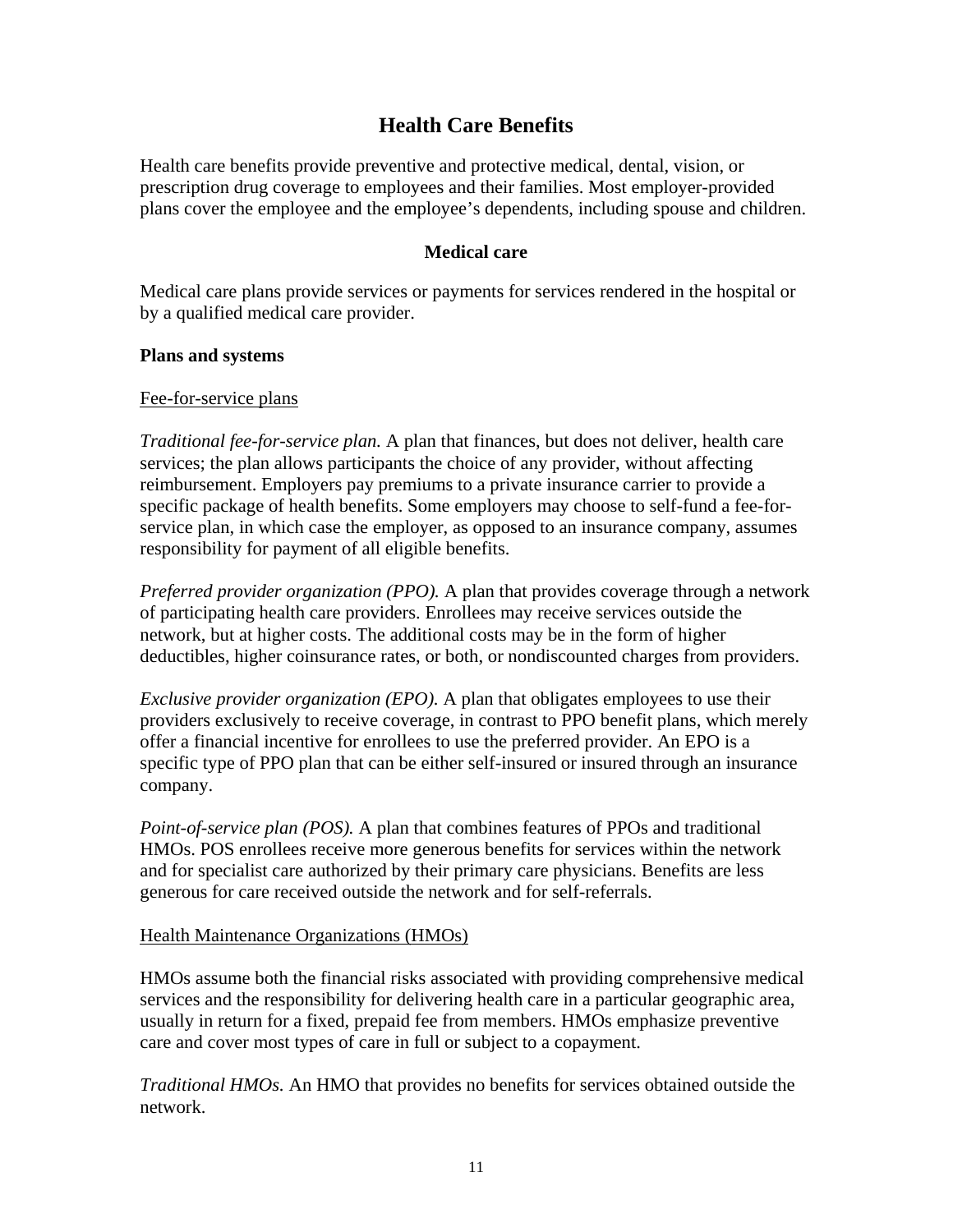# Health Care Benefits

Health care benefits provide preventive and protective medical, dental, vision, or prescription drug coverage to employees and their families. Most employer-provided plans cover the employee and the employee's dependents, including spouse and children.

## Medical care

Medical care plans provide services or payments for services rendered in the hospital or by a qualified medical care provider.

### Plans and systems

<u>Fee-for-service plans</u>

*Traditional fee-for-service plan.* A plan that finances, but does not deliver, health care services; the plan allows participants the choice of any provider, without affecting reimbursement. Employers pay premiums to a private insurance carrier to provide a specific package of health benefits. Some employers may choose to self-fund a fee-for-service plan, in which case the employer, as opposed to an insurance company, assumes responsibility for payment of all eligible benefits.

*Preferred provider organization (PPO).* A plan that provides coverage through a network of participating health care providers. Enrollees may receive services outside the network, but at higher costs. The additional costs may be in the form of higher deductibles, higher coinsurance rates, or both, or nondiscounted charges from providers.

*Exclusive provider organization (EPO).* A plan that obligates employees to use their providers exclusively to receive coverage, in contrast to PPO benefit plans, which merely offer a financial incentive for enrollees to use the preferred provider. An EPO is a specific type of PPO plan that can be either self-insured or insured through an insurance company.

*Point-of-service plan (POS).* A plan that combines features of PPOs and traditional HMOs. POS enrollees receive more generous benefits for services within the network and for specialist care authorized by their primary care physicians. Benefits are less generous for care received outside the network and for self-referrals.

<u>Health Maintenance Organizations (HMOs)</u>

HMOs assume both the financial risks associated with providing comprehensive medical services and the responsibility for delivering health care in a particular geographic area, usually in return for a fixed, prepaid fee from members. HMOs emphasize preventive care and cover most types of care in full or subject to a copayment.

*Traditional HMOs.* An HMO that provides no benefits for services obtained outside the network.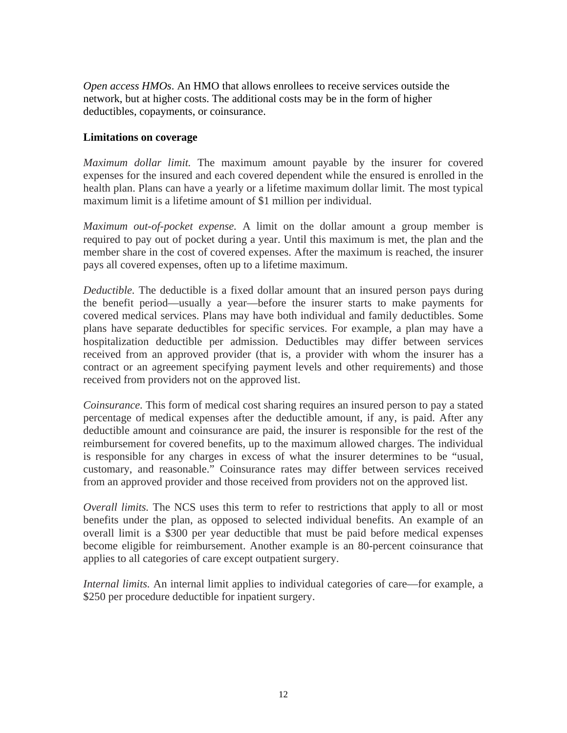*Open access HMOs*. An HMO that allows enrollees to receive services outside the network, but at higher costs. The additional costs may be in the form of higher deductibles, copayments, or coinsurance.

**Limitations on coverage**

*Maximum dollar limit.* The maximum amount payable by the insurer for covered expenses for the insured and each covered dependent while the ensured is enrolled in the health plan. Plans can have a yearly or a lifetime maximum dollar limit. The most typical maximum limit is a lifetime amount of $1 million per individual.

*Maximum out-of-pocket expense.* A limit on the dollar amount a group member is required to pay out of pocket during a year. Until this maximum is met, the plan and the member share in the cost of covered expenses. After the maximum is reached, the insurer pays all covered expenses, often up to a lifetime maximum.

*Deductible.* The deductible is a fixed dollar amount that an insured person pays during the benefit period—usually a year—before the insurer starts to make payments for covered medical services. Plans may have both individual and family deductibles. Some plans have separate deductibles for specific services. For example, a plan may have a hospitalization deductible per admission. Deductibles may differ between services received from an approved provider (that is, a provider with whom the insurer has a contract or an agreement specifying payment levels and other requirements) and those received from providers not on the approved list.

*Coinsurance.* This form of medical cost sharing requires an insured person to pay a stated percentage of medical expenses after the deductible amount, if any, is paid. After any deductible amount and coinsurance are paid, the insurer is responsible for the rest of the reimbursement for covered benefits, up to the maximum allowed charges. The individual is responsible for any charges in excess of what the insurer determines to be "usual, customary, and reasonable." Coinsurance rates may differ between services received from an approved provider and those received from providers not on the approved list.

*Overall limits.* The NCS uses this term to refer to restrictions that apply to all or most benefits under the plan, as opposed to selected individual benefits. An example of an overall limit is a $300 per year deductible that must be paid before medical expenses become eligible for reimbursement. Another example is an 80-percent coinsurance that applies to all categories of care except outpatient surgery.

*Internal limits.* An internal limit applies to individual categories of care—for example, a $250 per procedure deductible for inpatient surgery.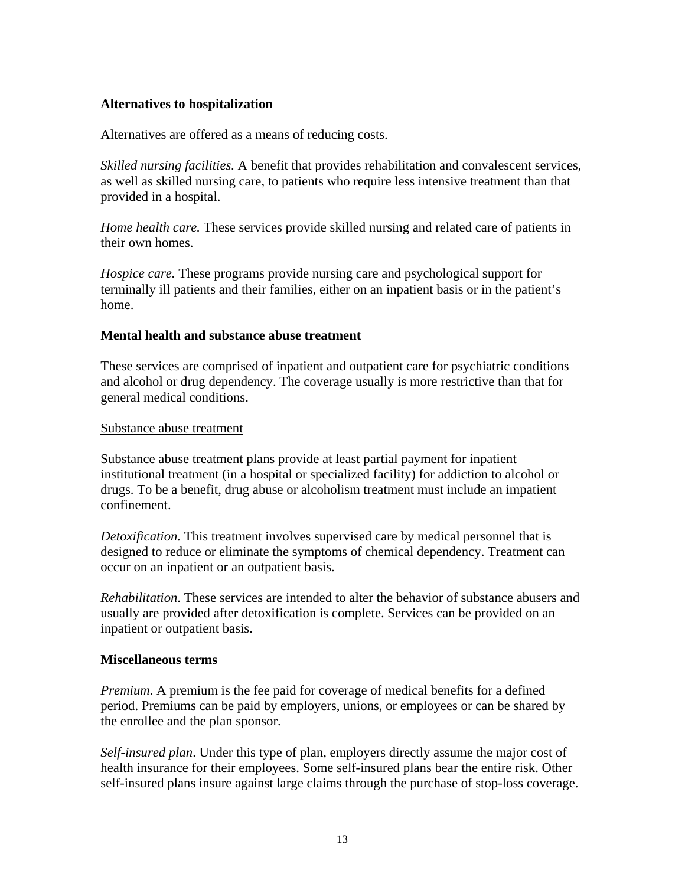**Alternatives to hospitalization**

Alternatives are offered as a means of reducing costs.

*Skilled nursing facilities.* A benefit that provides rehabilitation and convalescent services, as well as skilled nursing care, to patients who require less intensive treatment than that provided in a hospital.

*Home health care.* These services provide skilled nursing and related care of patients in their own homes.

*Hospice care.* These programs provide nursing care and psychological support for terminally ill patients and their families, either on an inpatient basis or in the patient's home.

**Mental health and substance abuse treatment**

These services are comprised of inpatient and outpatient care for psychiatric conditions and alcohol or drug dependency. The coverage usually is more restrictive than that for general medical conditions.

<u>Substance abuse treatment</u>

Substance abuse treatment plans provide at least partial payment for inpatient institutional treatment (in a hospital or specialized facility) for addiction to alcohol or drugs. To be a benefit, drug abuse or alcoholism treatment must include an impatient confinement.

*Detoxification.* This treatment involves supervised care by medical personnel that is designed to reduce or eliminate the symptoms of chemical dependency. Treatment can occur on an inpatient or an outpatient basis.

*Rehabilitation*. These services are intended to alter the behavior of substance abusers and usually are provided after detoxification is complete. Services can be provided on an inpatient or outpatient basis.

**Miscellaneous terms**

*Premium*. A premium is the fee paid for coverage of medical benefits for a defined period. Premiums can be paid by employers, unions, or employees or can be shared by the enrollee and the plan sponsor.

*Self-insured plan*. Under this type of plan, employers directly assume the major cost of health insurance for their employees. Some self-insured plans bear the entire risk. Other self-insured plans insure against large claims through the purchase of stop-loss coverage.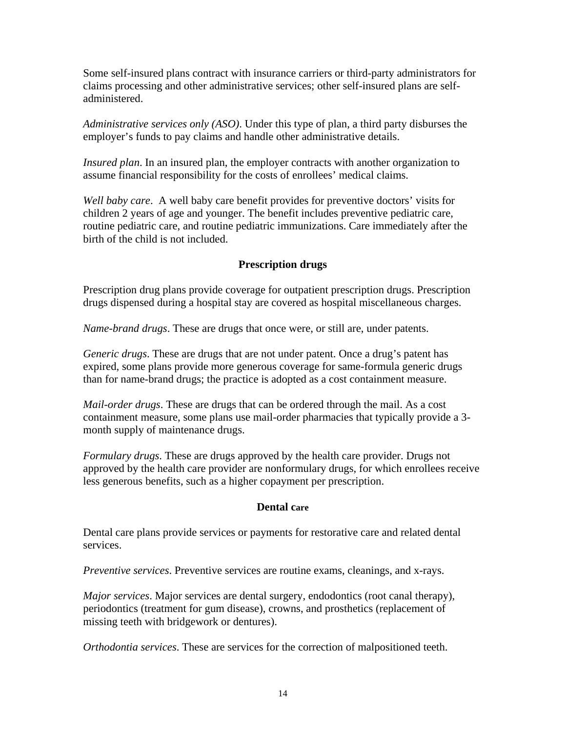Some self-insured plans contract with insurance carriers or third-party administrators for claims processing and other administrative services; other self-insured plans are self-administered.

*Administrative services only (ASO)*. Under this type of plan, a third party disburses the employer's funds to pay claims and handle other administrative details.

*Insured plan*. In an insured plan, the employer contracts with another organization to assume financial responsibility for the costs of enrollees' medical claims.

*Well baby care*. A well baby care benefit provides for preventive doctors' visits for children 2 years of age and younger. The benefit includes preventive pediatric care, routine pediatric care, and routine pediatric immunizations. Care immediately after the birth of the child is not included.

## Prescription drugs

Prescription drug plans provide coverage for outpatient prescription drugs. Prescription drugs dispensed during a hospital stay are covered as hospital miscellaneous charges.

*Name-brand drugs*. These are drugs that once were, or still are, under patents.

*Generic drugs*. These are drugs that are not under patent. Once a drug's patent has expired, some plans provide more generous coverage for same-formula generic drugs than for name-brand drugs; the practice is adopted as a cost containment measure.

*Mail-order drugs*. These are drugs that can be ordered through the mail. As a cost containment measure, some plans use mail-order pharmacies that typically provide a 3-month supply of maintenance drugs.

*Formulary drugs*. These are drugs approved by the health care provider. Drugs not approved by the health care provider are nonformulary drugs, for which enrollees receive less generous benefits, such as a higher copayment per prescription.

## Dental care

Dental care plans provide services or payments for restorative care and related dental services.

*Preventive services*. Preventive services are routine exams, cleanings, and x-rays.

*Major services*. Major services are dental surgery, endodontics (root canal therapy), periodontics (treatment for gum disease), crowns, and prosthetics (replacement of missing teeth with bridgework or dentures).

*Orthodontia services*. These are services for the correction of malpositioned teeth.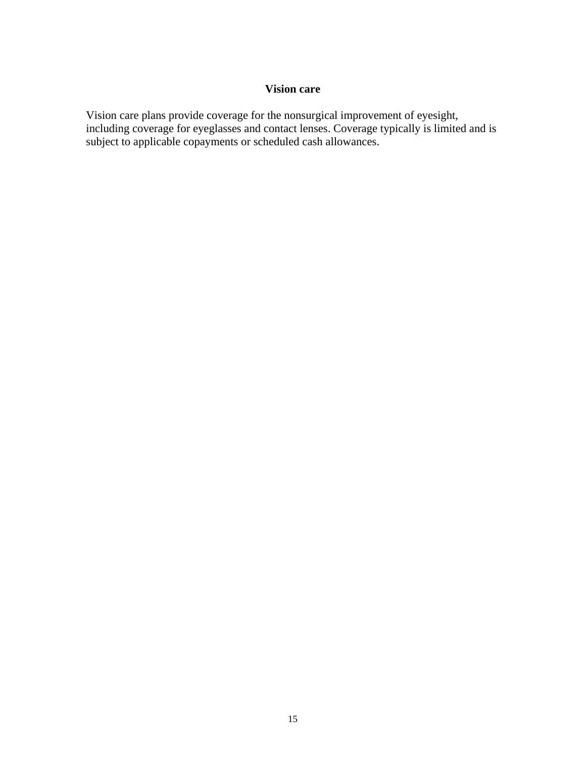## Vision care

Vision care plans provide coverage for the nonsurgical improvement of eyesight, including coverage for eyeglasses and contact lenses. Coverage typically is limited and is subject to applicable copayments or scheduled cash allowances.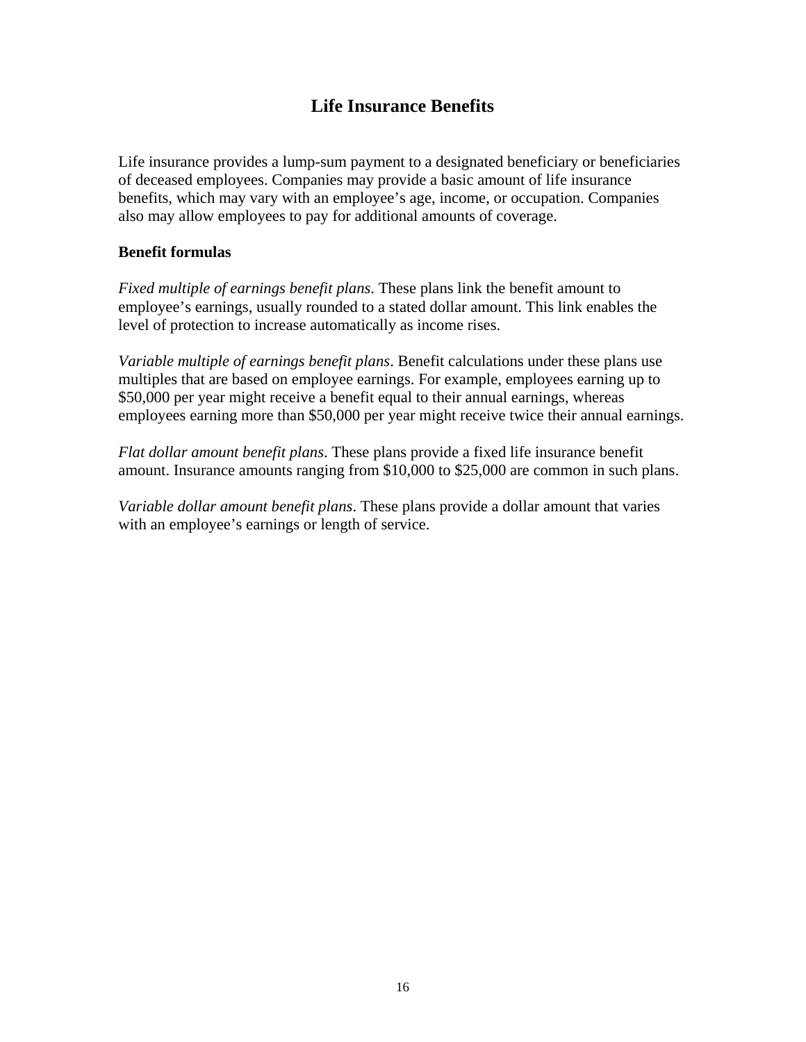# Life Insurance Benefits

Life insurance provides a lump-sum payment to a designated beneficiary or beneficiaries of deceased employees. Companies may provide a basic amount of life insurance benefits, which may vary with an employee's age, income, or occupation. Companies also may allow employees to pay for additional amounts of coverage.

**Benefit formulas**

*Fixed multiple of earnings benefit plans*. These plans link the benefit amount to employee's earnings, usually rounded to a stated dollar amount. This link enables the level of protection to increase automatically as income rises.

*Variable multiple of earnings benefit plans*. Benefit calculations under these plans use multiples that are based on employee earnings. For example, employees earning up to $50,000 per year might receive a benefit equal to their annual earnings, whereas employees earning more than $50,000 per year might receive twice their annual earnings.

*Flat dollar amount benefit plans*. These plans provide a fixed life insurance benefit amount. Insurance amounts ranging from $10,000 to $25,000 are common in such plans.

*Variable dollar amount benefit plans*. These plans provide a dollar amount that varies with an employee's earnings or length of service.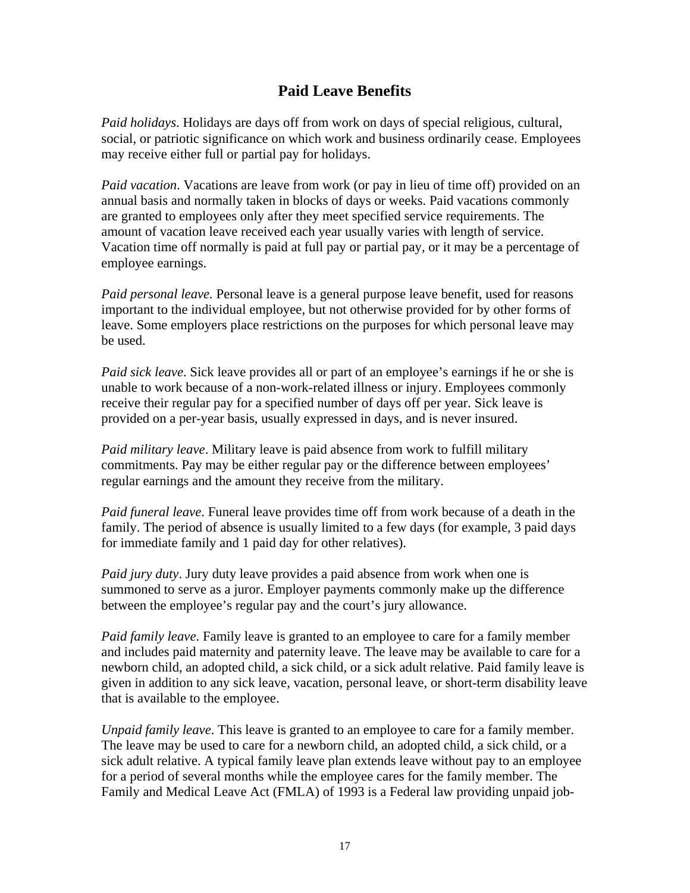## Paid Leave Benefits

*Paid holidays*. Holidays are days off from work on days of special religious, cultural, social, or patriotic significance on which work and business ordinarily cease. Employees may receive either full or partial pay for holidays.

*Paid vacation*. Vacations are leave from work (or pay in lieu of time off) provided on an annual basis and normally taken in blocks of days or weeks. Paid vacations commonly are granted to employees only after they meet specified service requirements. The amount of vacation leave received each year usually varies with length of service. Vacation time off normally is paid at full pay or partial pay, or it may be a percentage of employee earnings.

*Paid personal leave.* Personal leave is a general purpose leave benefit, used for reasons important to the individual employee, but not otherwise provided for by other forms of leave. Some employers place restrictions on the purposes for which personal leave may be used.

*Paid sick leave*. Sick leave provides all or part of an employee's earnings if he or she is unable to work because of a non-work-related illness or injury. Employees commonly receive their regular pay for a specified number of days off per year. Sick leave is provided on a per-year basis, usually expressed in days, and is never insured.

*Paid military leave*. Military leave is paid absence from work to fulfill military commitments. Pay may be either regular pay or the difference between employees' regular earnings and the amount they receive from the military.

*Paid funeral leave*. Funeral leave provides time off from work because of a death in the family. The period of absence is usually limited to a few days (for example, 3 paid days for immediate family and 1 paid day for other relatives).

*Paid jury duty*. Jury duty leave provides a paid absence from work when one is summoned to serve as a juror. Employer payments commonly make up the difference between the employee's regular pay and the court's jury allowance.

*Paid family leave*. Family leave is granted to an employee to care for a family member and includes paid maternity and paternity leave. The leave may be available to care for a newborn child, an adopted child, a sick child, or a sick adult relative. Paid family leave is given in addition to any sick leave, vacation, personal leave, or short-term disability leave that is available to the employee.

*Unpaid family leave*. This leave is granted to an employee to care for a family member. The leave may be used to care for a newborn child, an adopted child, a sick child, or a sick adult relative. A typical family leave plan extends leave without pay to an employee for a period of several months while the employee cares for the family member. The Family and Medical Leave Act (FMLA) of 1993 is a Federal law providing unpaid job-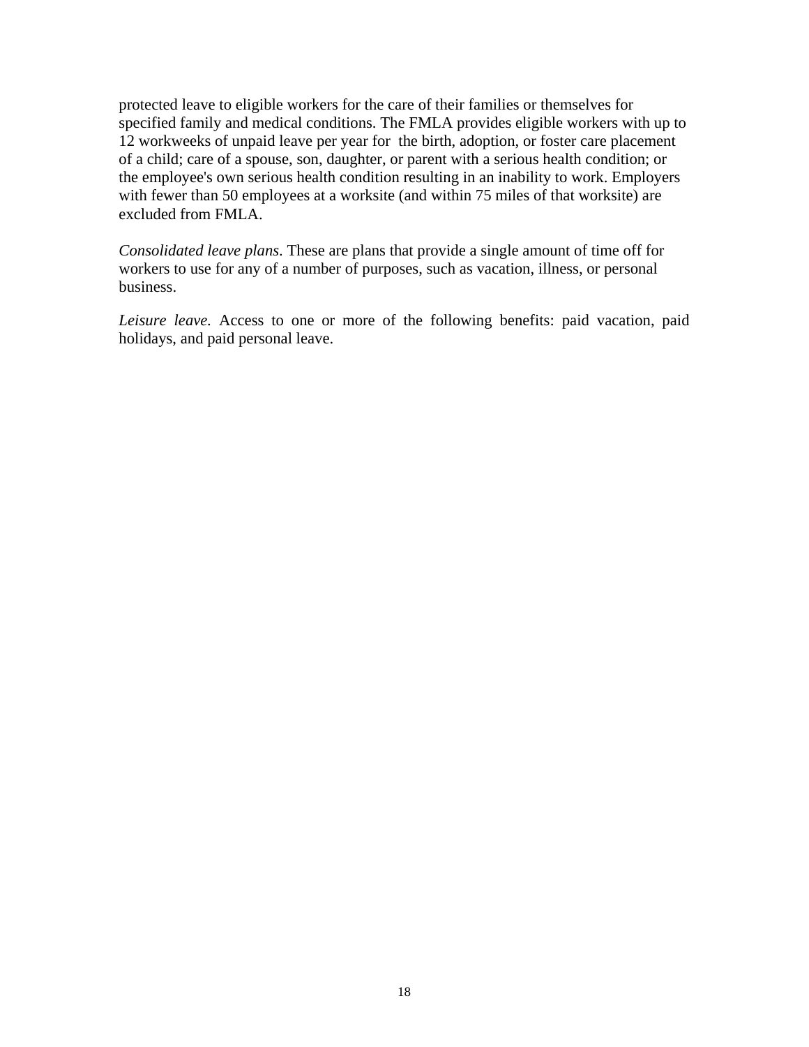protected leave to eligible workers for the care of their families or themselves for specified family and medical conditions. The FMLA provides eligible workers with up to 12 workweeks of unpaid leave per year for the birth, adoption, or foster care placement of a child; care of a spouse, son, daughter, or parent with a serious health condition; or the employee's own serious health condition resulting in an inability to work. Employers with fewer than 50 employees at a worksite (and within 75 miles of that worksite) are excluded from FMLA.

*Consolidated leave plans*. These are plans that provide a single amount of time off for workers to use for any of a number of purposes, such as vacation, illness, or personal business.

*Leisure leave.* Access to one or more of the following benefits: paid vacation, paid holidays, and paid personal leave.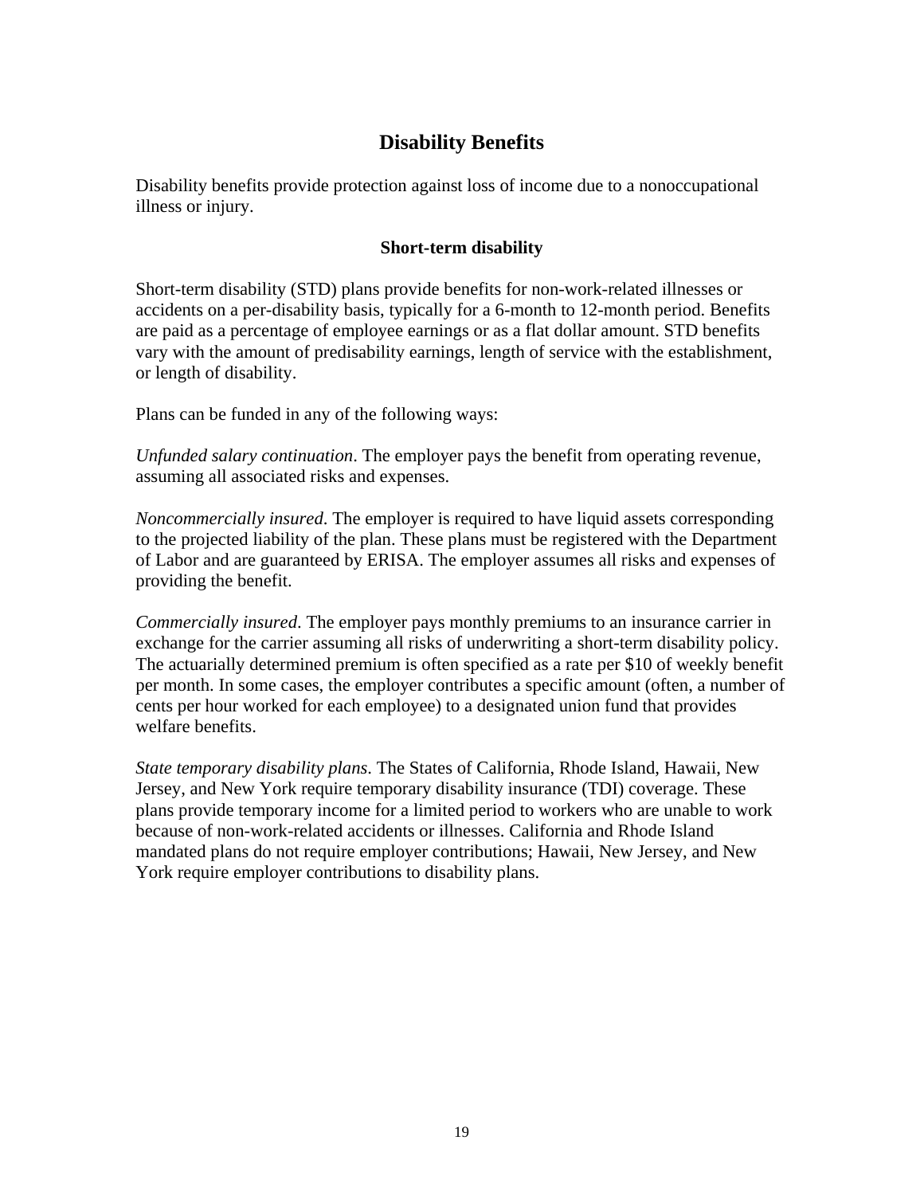# Disability Benefits

Disability benefits provide protection against loss of income due to a nonoccupational illness or injury.

## Short-term disability

Short-term disability (STD) plans provide benefits for non-work-related illnesses or accidents on a per-disability basis, typically for a 6-month to 12-month period. Benefits are paid as a percentage of employee earnings or as a flat dollar amount. STD benefits vary with the amount of predisability earnings, length of service with the establishment, or length of disability.

Plans can be funded in any of the following ways:

*Unfunded salary continuation*. The employer pays the benefit from operating revenue, assuming all associated risks and expenses.

*Noncommercially insured*. The employer is required to have liquid assets corresponding to the projected liability of the plan. These plans must be registered with the Department of Labor and are guaranteed by ERISA. The employer assumes all risks and expenses of providing the benefit.

*Commercially insured*. The employer pays monthly premiums to an insurance carrier in exchange for the carrier assuming all risks of underwriting a short-term disability policy. The actuarially determined premium is often specified as a rate per $10 of weekly benefit per month. In some cases, the employer contributes a specific amount (often, a number of cents per hour worked for each employee) to a designated union fund that provides welfare benefits.

*State temporary disability plans*. The States of California, Rhode Island, Hawaii, New Jersey, and New York require temporary disability insurance (TDI) coverage. These plans provide temporary income for a limited period to workers who are unable to work because of non-work-related accidents or illnesses. California and Rhode Island mandated plans do not require employer contributions; Hawaii, New Jersey, and New York require employer contributions to disability plans.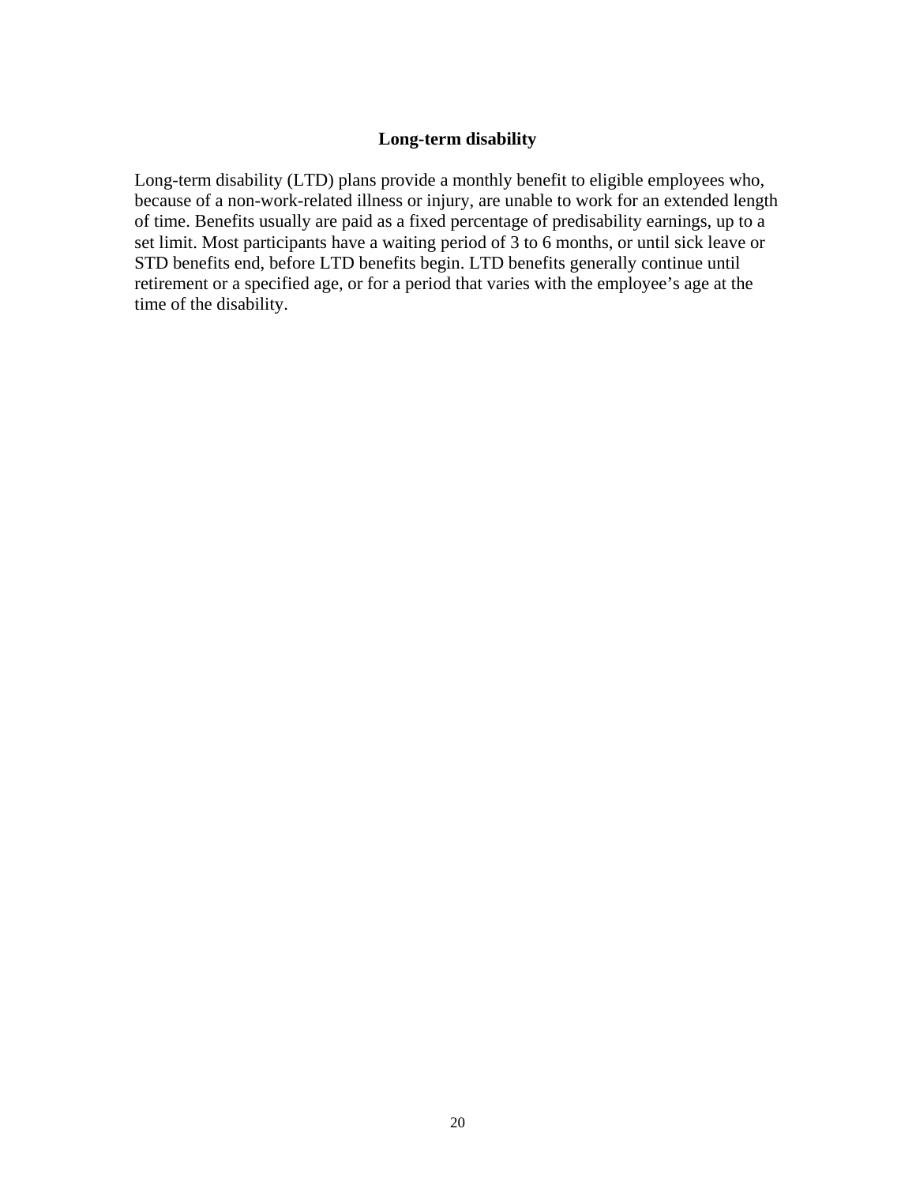### Long-term disability

Long-term disability (LTD) plans provide a monthly benefit to eligible employees who, because of a non-work-related illness or injury, are unable to work for an extended length of time. Benefits usually are paid as a fixed percentage of predisability earnings, up to a set limit. Most participants have a waiting period of 3 to 6 months, or until sick leave or STD benefits end, before LTD benefits begin. LTD benefits generally continue until retirement or a specified age, or for a period that varies with the employee's age at the time of the disability.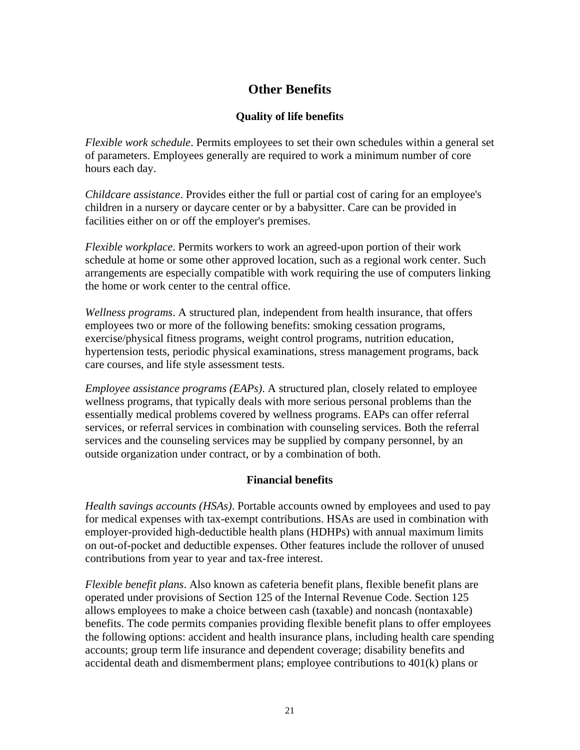# Other Benefits

## Quality of life benefits

*Flexible work schedule*. Permits employees to set their own schedules within a general set of parameters. Employees generally are required to work a minimum number of core hours each day.

*Childcare assistance*. Provides either the full or partial cost of caring for an employee's children in a nursery or daycare center or by a babysitter. Care can be provided in facilities either on or off the employer's premises.

*Flexible workplace*. Permits workers to work an agreed-upon portion of their work schedule at home or some other approved location, such as a regional work center. Such arrangements are especially compatible with work requiring the use of computers linking the home or work center to the central office.

*Wellness programs*. A structured plan, independent from health insurance, that offers employees two or more of the following benefits: smoking cessation programs, exercise/physical fitness programs, weight control programs, nutrition education, hypertension tests, periodic physical examinations, stress management programs, back care courses, and life style assessment tests.

*Employee assistance programs (EAPs)*. A structured plan, closely related to employee wellness programs, that typically deals with more serious personal problems than the essentially medical problems covered by wellness programs. EAPs can offer referral services, or referral services in combination with counseling services. Both the referral services and the counseling services may be supplied by company personnel, by an outside organization under contract, or by a combination of both.

## Financial benefits

*Health savings accounts (HSAs)*. Portable accounts owned by employees and used to pay for medical expenses with tax-exempt contributions. HSAs are used in combination with employer-provided high-deductible health plans (HDHPs) with annual maximum limits on out-of-pocket and deductible expenses. Other features include the rollover of unused contributions from year to year and tax-free interest.

*Flexible benefit plans*. Also known as cafeteria benefit plans, flexible benefit plans are operated under provisions of Section 125 of the Internal Revenue Code. Section 125 allows employees to make a choice between cash (taxable) and noncash (nontaxable) benefits. The code permits companies providing flexible benefit plans to offer employees the following options: accident and health insurance plans, including health care spending accounts; group term life insurance and dependent coverage; disability benefits and accidental death and dismemberment plans; employee contributions to 401(k) plans or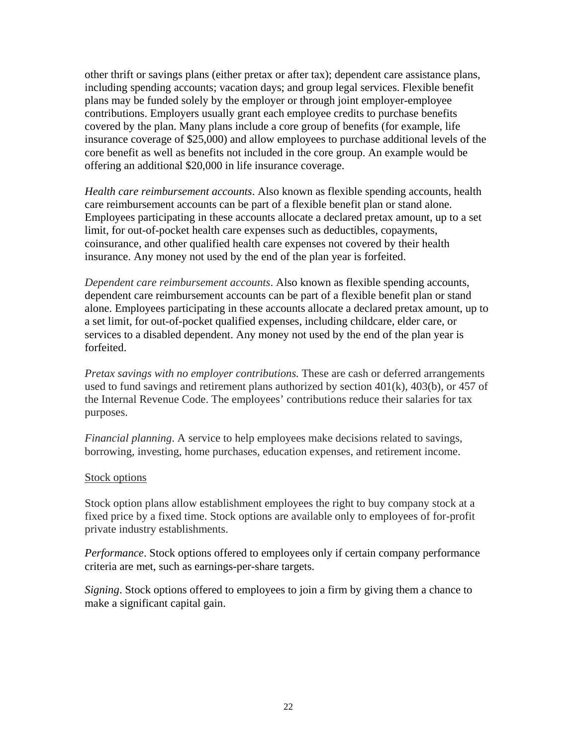other thrift or savings plans (either pretax or after tax); dependent care assistance plans, including spending accounts; vacation days; and group legal services. Flexible benefit plans may be funded solely by the employer or through joint employer-employee contributions. Employers usually grant each employee credits to purchase benefits covered by the plan. Many plans include a core group of benefits (for example, life insurance coverage of $25,000) and allow employees to purchase additional levels of the core benefit as well as benefits not included in the core group. An example would be offering an additional $20,000 in life insurance coverage.

*Health care reimbursement accounts*. Also known as flexible spending accounts, health care reimbursement accounts can be part of a flexible benefit plan or stand alone. Employees participating in these accounts allocate a declared pretax amount, up to a set limit, for out-of-pocket health care expenses such as deductibles, copayments, coinsurance, and other qualified health care expenses not covered by their health insurance. Any money not used by the end of the plan year is forfeited.

*Dependent care reimbursement accounts*. Also known as flexible spending accounts, dependent care reimbursement accounts can be part of a flexible benefit plan or stand alone. Employees participating in these accounts allocate a declared pretax amount, up to a set limit, for out-of-pocket qualified expenses, including childcare, elder care, or services to a disabled dependent. Any money not used by the end of the plan year is forfeited.

*Pretax savings with no employer contributions.* These are cash or deferred arrangements used to fund savings and retirement plans authorized by section 401(k), 403(b), or 457 of the Internal Revenue Code. The employees' contributions reduce their salaries for tax purposes.

*Financial planning*. A service to help employees make decisions related to savings, borrowing, investing, home purchases, education expenses, and retirement income.

<u>Stock options</u>

Stock option plans allow establishment employees the right to buy company stock at a fixed price by a fixed time. Stock options are available only to employees of for-profit private industry establishments.

*Performance*. Stock options offered to employees only if certain company performance criteria are met, such as earnings-per-share targets.

*Signing*. Stock options offered to employees to join a firm by giving them a chance to make a significant capital gain.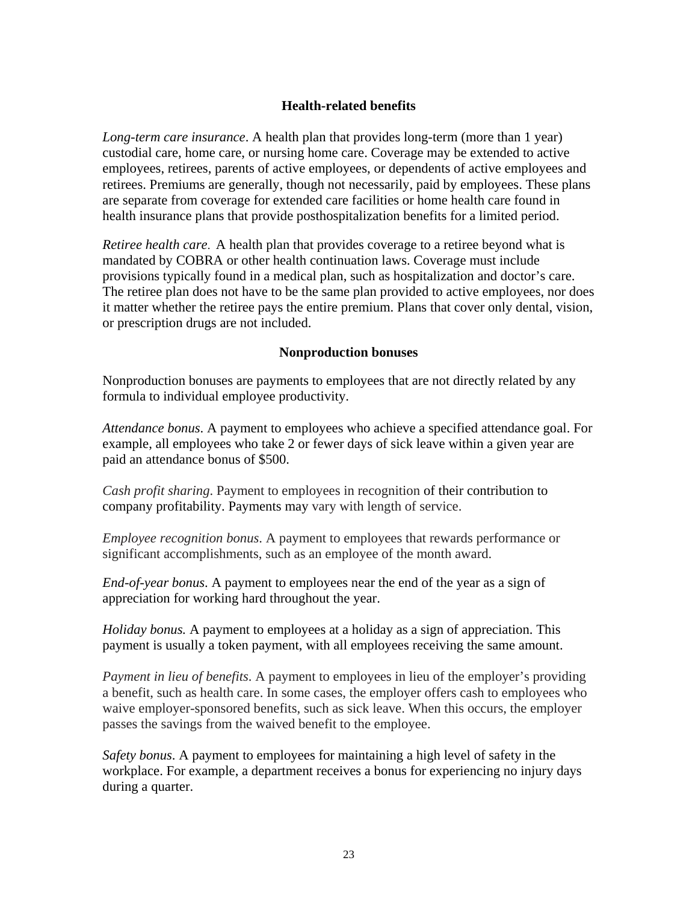### Health-related benefits

*Long-term care insurance*. A health plan that provides long-term (more than 1 year) custodial care, home care, or nursing home care. Coverage may be extended to active employees, retirees, parents of active employees, or dependents of active employees and retirees. Premiums are generally, though not necessarily, paid by employees. These plans are separate from coverage for extended care facilities or home health care found in health insurance plans that provide posthospitalization benefits for a limited period.

*Retiree health care.* A health plan that provides coverage to a retiree beyond what is mandated by COBRA or other health continuation laws. Coverage must include provisions typically found in a medical plan, such as hospitalization and doctor's care. The retiree plan does not have to be the same plan provided to active employees, nor does it matter whether the retiree pays the entire premium. Plans that cover only dental, vision, or prescription drugs are not included.

### Nonproduction bonuses

Nonproduction bonuses are payments to employees that are not directly related by any formula to individual employee productivity.

*Attendance bonus*. A payment to employees who achieve a specified attendance goal. For example, all employees who take 2 or fewer days of sick leave within a given year are paid an attendance bonus of $500.

*Cash profit sharing*. Payment to employees in recognition of their contribution to company profitability. Payments may vary with length of service.

*Employee recognition bonus*. A payment to employees that rewards performance or significant accomplishments, such as an employee of the month award.

*End-of-year bonus*. A payment to employees near the end of the year as a sign of appreciation for working hard throughout the year.

*Holiday bonus.* A payment to employees at a holiday as a sign of appreciation. This payment is usually a token payment, with all employees receiving the same amount.

*Payment in lieu of benefits*. A payment to employees in lieu of the employer's providing a benefit, such as health care. In some cases, the employer offers cash to employees who waive employer-sponsored benefits, such as sick leave. When this occurs, the employer passes the savings from the waived benefit to the employee.

*Safety bonus*. A payment to employees for maintaining a high level of safety in the workplace. For example, a department receives a bonus for experiencing no injury days during a quarter.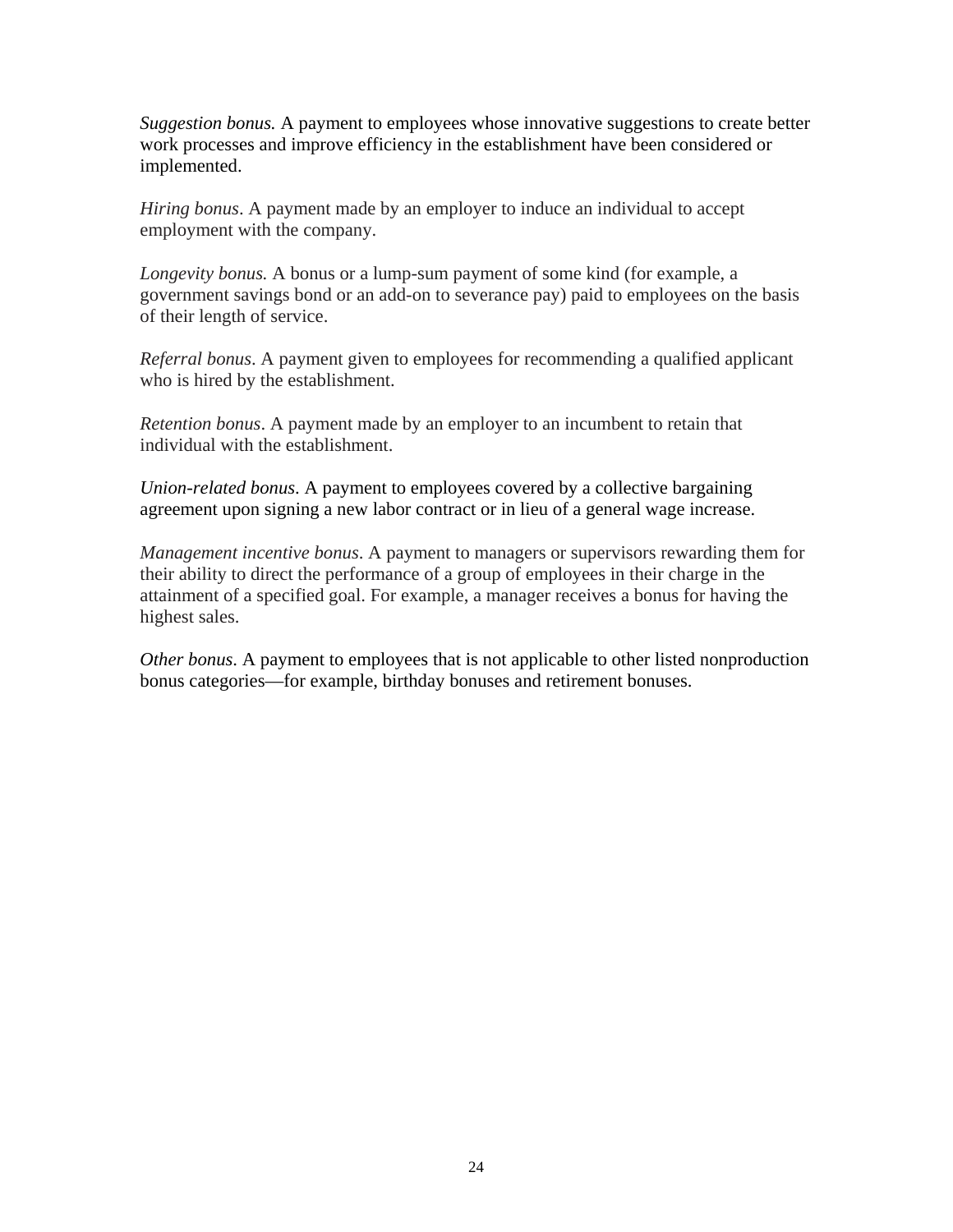*Suggestion bonus.* A payment to employees whose innovative suggestions to create better work processes and improve efficiency in the establishment have been considered or implemented.

*Hiring bonus*. A payment made by an employer to induce an individual to accept employment with the company.

*Longevity bonus.* A bonus or a lump-sum payment of some kind (for example, a government savings bond or an add-on to severance pay) paid to employees on the basis of their length of service.

*Referral bonus*. A payment given to employees for recommending a qualified applicant who is hired by the establishment.

*Retention bonus*. A payment made by an employer to an incumbent to retain that individual with the establishment.

*Union-related bonus*. A payment to employees covered by a collective bargaining agreement upon signing a new labor contract or in lieu of a general wage increase.

*Management incentive bonus*. A payment to managers or supervisors rewarding them for their ability to direct the performance of a group of employees in their charge in the attainment of a specified goal. For example, a manager receives a bonus for having the highest sales.

*Other bonus*. A payment to employees that is not applicable to other listed nonproduction bonus categories—for example, birthday bonuses and retirement bonuses.